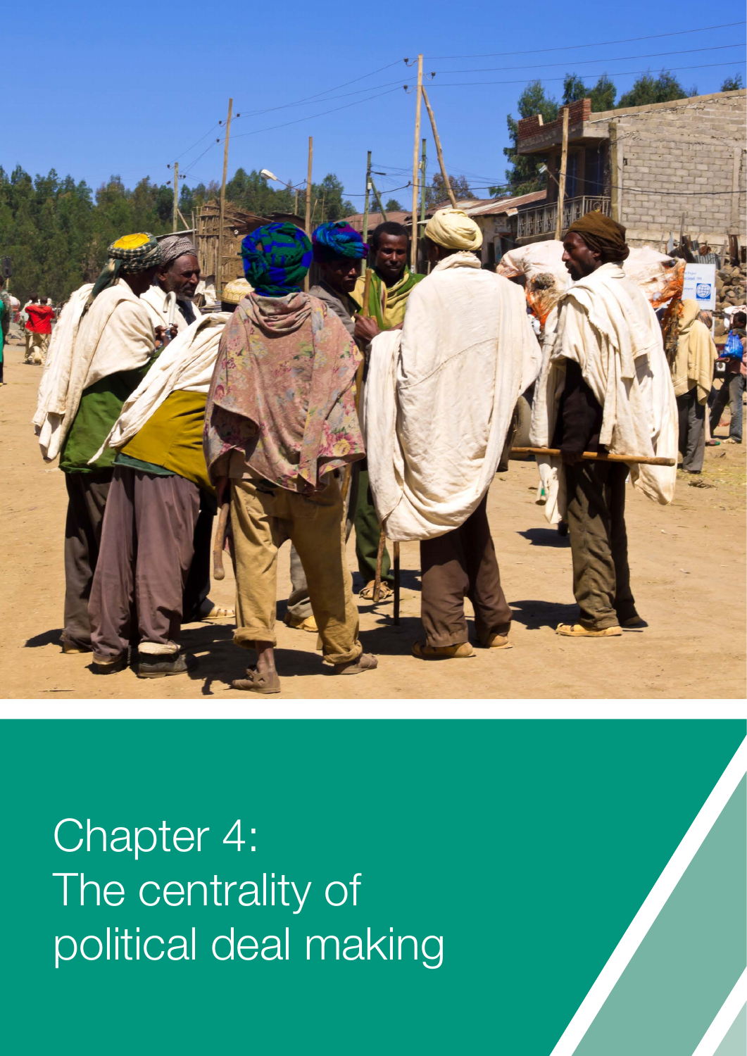# Chapter 4: The centrality of political deal making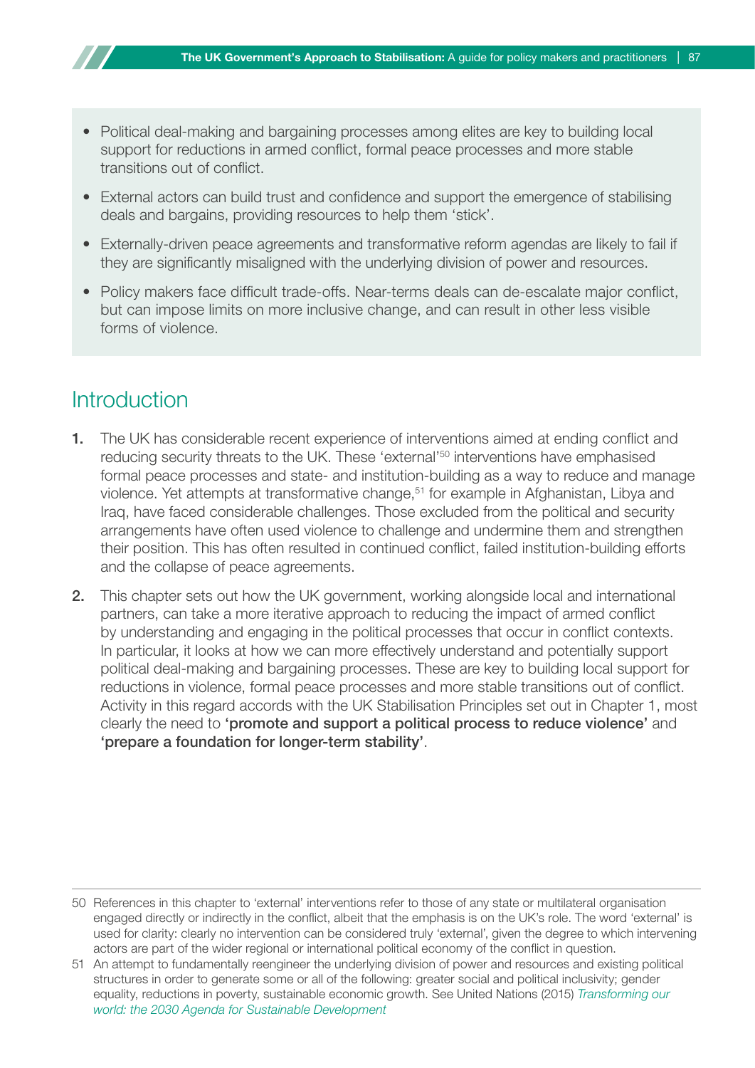- Political deal-making and bargaining processes among elites are key to building local support for reductions in armed conflict, formal peace processes and more stable transitions out of conflict.
- External actors can build trust and confidence and support the emergence of stabilising deals and bargains, providing resources to help them 'stick'.
- Externally-driven peace agreements and transformative reform agendas are likely to fail if they are significantly misaligned with the underlying division of power and resources.
- Policy makers face difficult trade-offs. Near-terms deals can de-escalate major conflict, but can impose limits on more inclusive change, and can result in other less visible forms of violence.

## Introduction

**1.** The UK has considerable recent experience of interventions aimed at ending conflict and reducing security threats to the UK. These 'external'[50] interventions have emphasised formal peace processes and state- and institution-building as a way to reduce and manage violence. Yet attempts at transformative change,[51] for example in Afghanistan, Libya and Iraq, have faced considerable challenges. Those excluded from the political and security arrangements have often used violence to challenge and undermine them and strengthen their position. This has often resulted in continued conflict, failed institution-building efforts and the collapse of peace agreements.

**2.** This chapter sets out how the UK government, working alongside local and international partners, can take a more iterative approach to reducing the impact of armed conflict by understanding and engaging in the political processes that occur in conflict contexts. In particular, it looks at how we can more effectively understand and potentially support political deal-making and bargaining processes. These are key to building local support for reductions in violence, formal peace processes and more stable transitions out of conflict. Activity in this regard accords with the UK Stabilisation Principles set out in Chapter 1, most clearly the need to **'promote and support a political process to reduce violence'** and **'prepare a foundation for longer-term stability'**.

---

50 References in this chapter to 'external' interventions refer to those of any state or multilateral organisation engaged directly or indirectly in the conflict, albeit that the emphasis is on the UK's role. The word 'external' is used for clarity: clearly no intervention can be considered truly 'external', given the degree to which intervening actors are part of the wider regional or international political economy of the conflict in question.

51 An attempt to fundamentally reengineer the underlying division of power and resources and existing political structures in order to generate some or all of the following: greater social and political inclusivity; gender equality, reductions in poverty, sustainable economic growth. See United Nations (2015) *Transforming our world: the 2030 Agenda for Sustainable Development*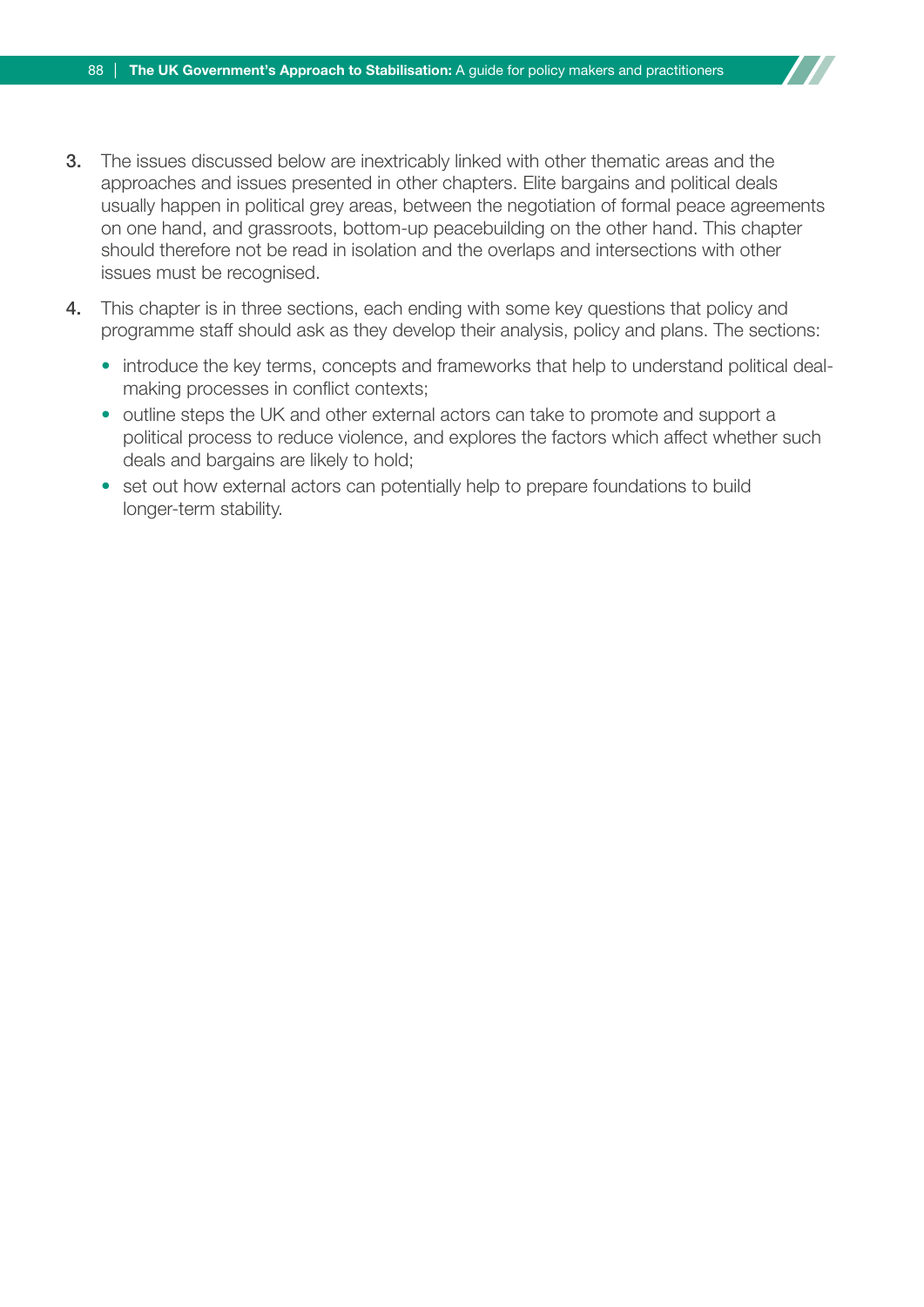3. The issues discussed below are inextricably linked with other thematic areas and the approaches and issues presented in other chapters. Elite bargains and political deals usually happen in political grey areas, between the negotiation of formal peace agreements on one hand, and grassroots, bottom-up peacebuilding on the other hand. This chapter should therefore not be read in isolation and the overlaps and intersections with other issues must be recognised.

4. This chapter is in three sections, each ending with some key questions that policy and programme staff should ask as they develop their analysis, policy and plans. The sections:

   - introduce the key terms, concepts and frameworks that help to understand political deal-making processes in conflict contexts;
   - outline steps the UK and other external actors can take to promote and support a political process to reduce violence, and explores the factors which affect whether such deals and bargains are likely to hold;
   - set out how external actors can potentially help to prepare foundations to build longer-term stability.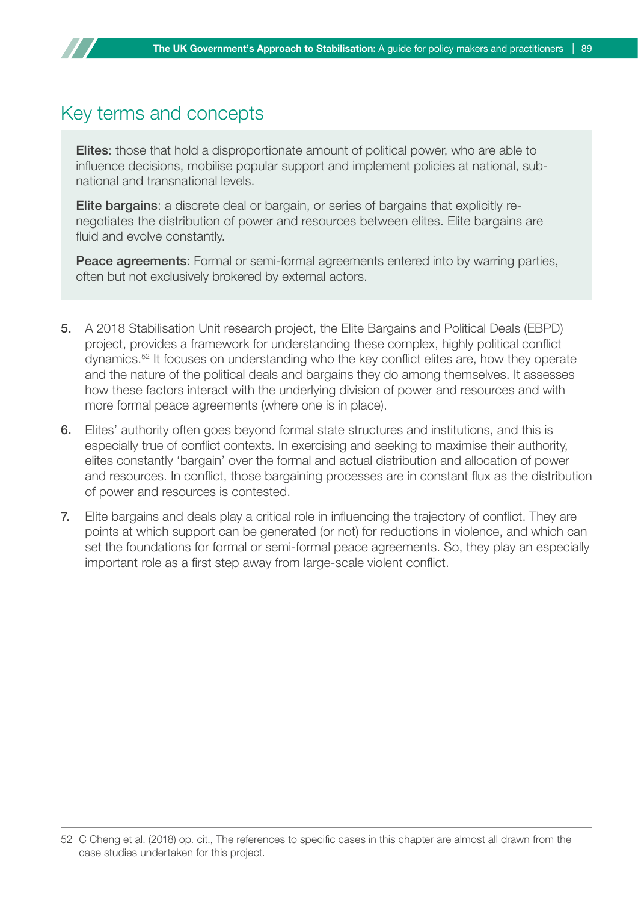## Key terms and concepts

**Elites**: those that hold a disproportionate amount of political power, who are able to influence decisions, mobilise popular support and implement policies at national, sub-national and transnational levels.

**Elite bargains**: a discrete deal or bargain, or series of bargains that explicitly re-negotiates the distribution of power and resources between elites. Elite bargains are fluid and evolve constantly.

**Peace agreements**: Formal or semi-formal agreements entered into by warring parties, often but not exclusively brokered by external actors.

5. A 2018 Stabilisation Unit research project, the Elite Bargains and Political Deals (EBPD) project, provides a framework for understanding these complex, highly political conflict dynamics.[52] It focuses on understanding who the key conflict elites are, how they operate and the nature of the political deals and bargains they do among themselves. It assesses how these factors interact with the underlying division of power and resources and with more formal peace agreements (where one is in place).

6. Elites' authority often goes beyond formal state structures and institutions, and this is especially true of conflict contexts. In exercising and seeking to maximise their authority, elites constantly 'bargain' over the formal and actual distribution and allocation of power and resources. In conflict, those bargaining processes are in constant flux as the distribution of power and resources is contested.

7. Elite bargains and deals play a critical role in influencing the trajectory of conflict. They are points at which support can be generated (or not) for reductions in violence, and which can set the foundations for formal or semi-formal peace agreements. So, they play an especially important role as a first step away from large-scale violent conflict.

---

52 C Cheng et al. (2018) op. cit., The references to specific cases in this chapter are almost all drawn from the case studies undertaken for this project.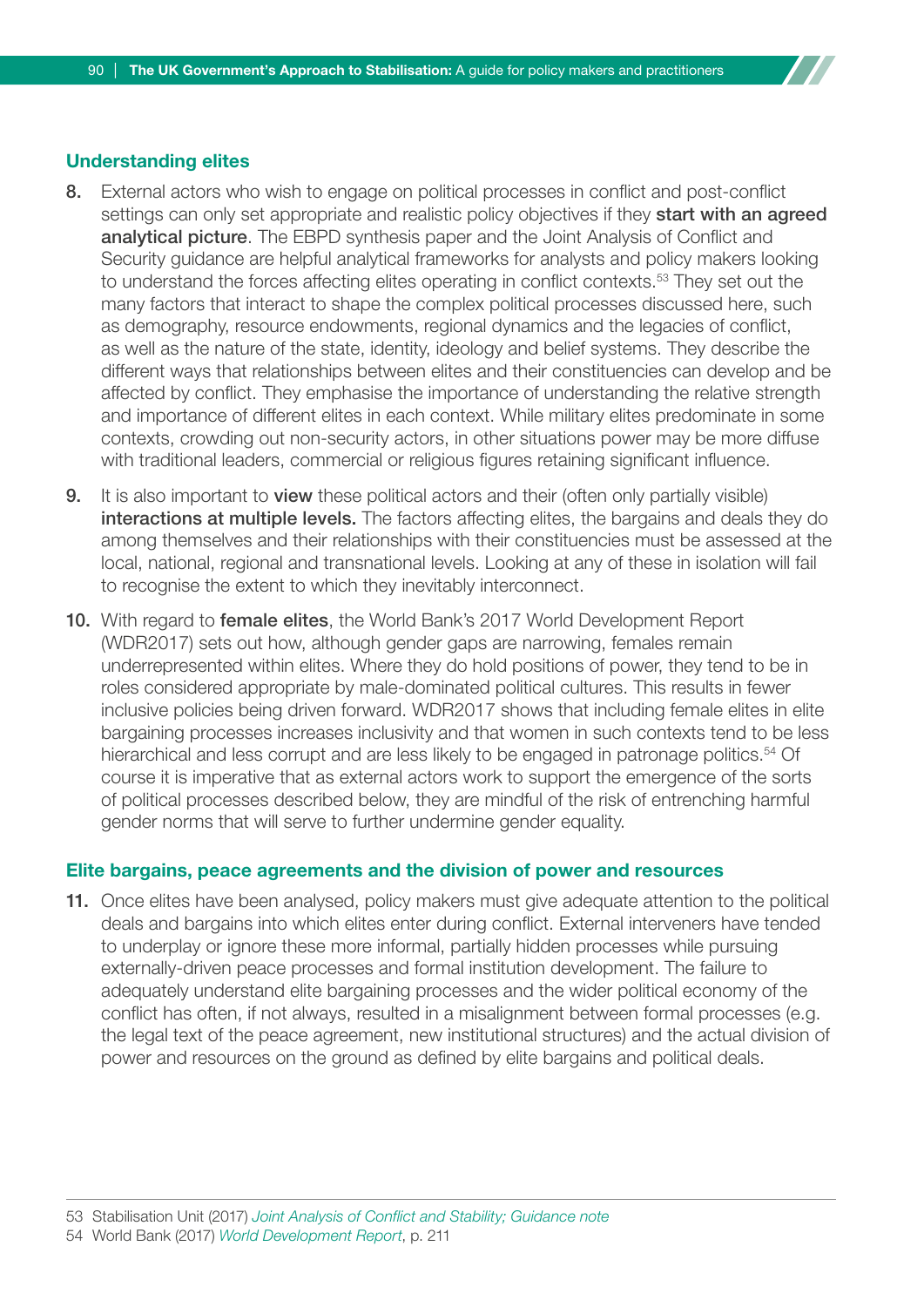## Understanding elites

8. External actors who wish to engage on political processes in conflict and post-conflict settings can only set appropriate and realistic policy objectives if they **start with an agreed analytical picture**. The EBPD synthesis paper and the Joint Analysis of Conflict and Security guidance are helpful analytical frameworks for analysts and policy makers looking to understand the forces affecting elites operating in conflict contexts.[53] They set out the many factors that interact to shape the complex political processes discussed here, such as demography, resource endowments, regional dynamics and the legacies of conflict, as well as the nature of the state, identity, ideology and belief systems. They describe the different ways that relationships between elites and their constituencies can develop and be affected by conflict. They emphasise the importance of understanding the relative strength and importance of different elites in each context. While military elites predominate in some contexts, crowding out non-security actors, in other situations power may be more diffuse with traditional leaders, commercial or religious figures retaining significant influence.

9. It is also important to **view** these political actors and their (often only partially visible) **interactions at multiple levels.** The factors affecting elites, the bargains and deals they do among themselves and their relationships with their constituencies must be assessed at the local, national, regional and transnational levels. Looking at any of these in isolation will fail to recognise the extent to which they inevitably interconnect.

10. With regard to **female elites**, the World Bank's 2017 World Development Report (WDR2017) sets out how, although gender gaps are narrowing, females remain underrepresented within elites. Where they do hold positions of power, they tend to be in roles considered appropriate by male-dominated political cultures. This results in fewer inclusive policies being driven forward. WDR2017 shows that including female elites in elite bargaining processes increases inclusivity and that women in such contexts tend to be less hierarchical and less corrupt and are less likely to be engaged in patronage politics.[54] Of course it is imperative that as external actors work to support the emergence of the sorts of political processes described below, they are mindful of the risk of entrenching harmful gender norms that will serve to further undermine gender equality.

## Elite bargains, peace agreements and the division of power and resources

11. Once elites have been analysed, policy makers must give adequate attention to the political deals and bargains into which elites enter during conflict. External interveners have tended to underplay or ignore these more informal, partially hidden processes while pursuing externally-driven peace processes and formal institution development. The failure to adequately understand elite bargaining processes and the wider political economy of the conflict has often, if not always, resulted in a misalignment between formal processes (e.g. the legal text of the peace agreement, new institutional structures) and the actual division of power and resources on the ground as defined by elite bargains and political deals.

---

53 Stabilisation Unit (2017) *Joint Analysis of Conflict and Stability; Guidance note*

54 World Bank (2017) *World Development Report*, p. 211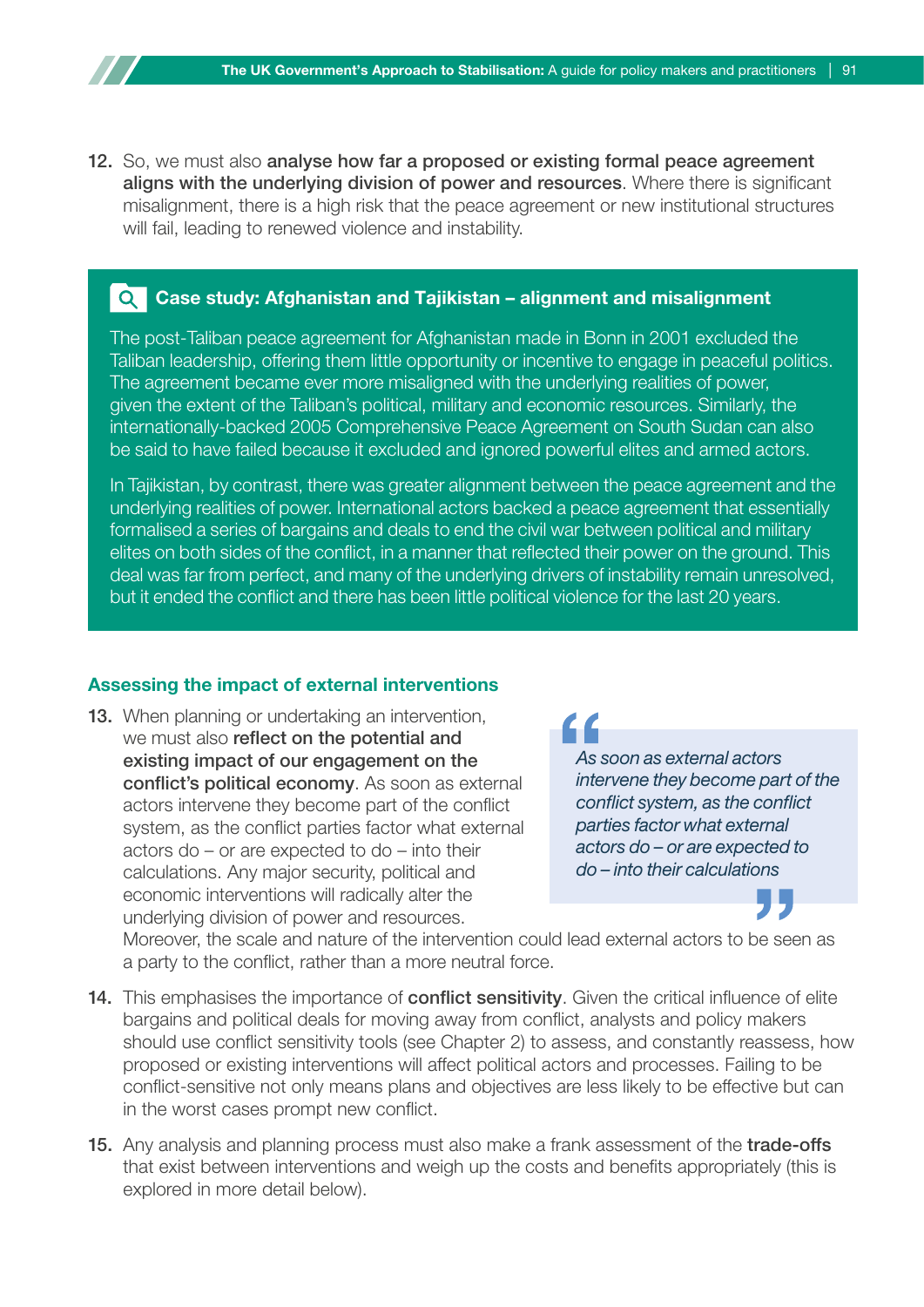12. So, we must also **analyse how far a proposed or existing formal peace agreement aligns with the underlying division of power and resources**. Where there is significant misalignment, there is a high risk that the peace agreement or new institutional structures will fail, leading to renewed violence and instability.

> **Case study: Afghanistan and Tajikistan – alignment and misalignment**
>
> The post-Taliban peace agreement for Afghanistan made in Bonn in 2001 excluded the Taliban leadership, offering them little opportunity or incentive to engage in peaceful politics. The agreement became ever more misaligned with the underlying realities of power, given the extent of the Taliban's political, military and economic resources. Similarly, the internationally-backed 2005 Comprehensive Peace Agreement on South Sudan can also be said to have failed because it excluded and ignored powerful elites and armed actors.
>
> In Tajikistan, by contrast, there was greater alignment between the peace agreement and the underlying realities of power. International actors backed a peace agreement that essentially formalised a series of bargains and deals to end the civil war between political and military elites on both sides of the conflict, in a manner that reflected their power on the ground. This deal was far from perfect, and many of the underlying drivers of instability remain unresolved, but it ended the conflict and there has been little political violence for the last 20 years.

### Assessing the impact of external interventions

13. When planning or undertaking an intervention, we must also **reflect on the potential and existing impact of our engagement on the conflict's political economy**. As soon as external actors intervene they become part of the conflict system, as the conflict parties factor what external actors do – or are expected to do – into their calculations. Any major security, political and economic interventions will radically alter the underlying division of power and resources. Moreover, the scale and nature of the intervention could lead external actors to be seen as a party to the conflict, rather than a more neutral force.

> *"As soon as external actors intervene they become part of the conflict system, as the conflict parties factor what external actors do – or are expected to do – into their calculations"*

14. This emphasises the importance of **conflict sensitivity**. Given the critical influence of elite bargains and political deals for moving away from conflict, analysts and policy makers should use conflict sensitivity tools (see Chapter 2) to assess, and constantly reassess, how proposed or existing interventions will affect political actors and processes. Failing to be conflict-sensitive not only means plans and objectives are less likely to be effective but can in the worst cases prompt new conflict.

15. Any analysis and planning process must also make a frank assessment of the **trade-offs** that exist between interventions and weigh up the costs and benefits appropriately (this is explored in more detail below).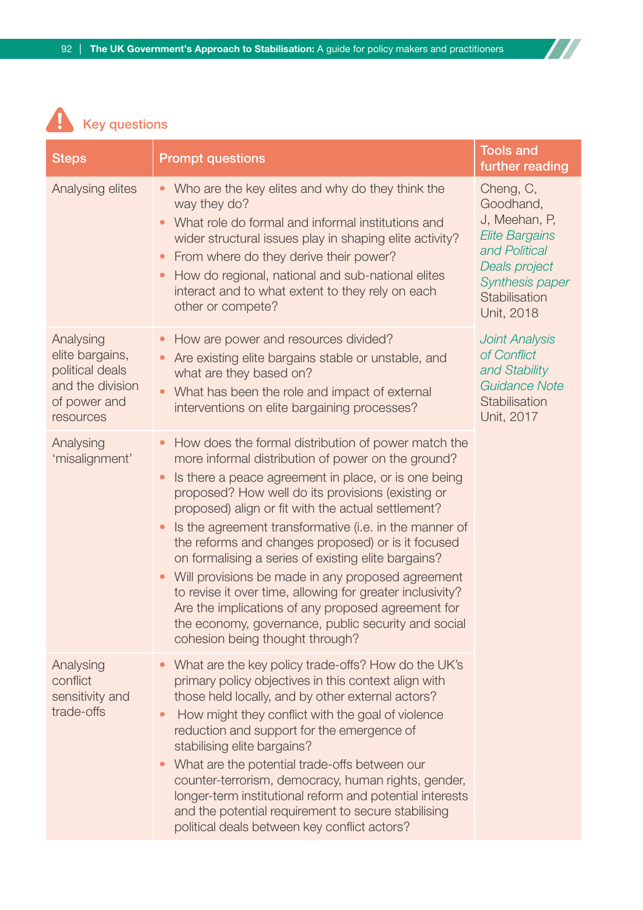## Key questions

| Steps | Prompt questions | Tools and further reading |
|---|---|---|
| Analysing elites | • Who are the key elites and why do they think the way they do?<br>• What role do formal and informal institutions and wider structural issues play in shaping elite activity?<br>• From where do they derive their power?<br>• How do regional, national and sub-national elites interact and to what extent to they rely on each other or compete? | Cheng, C, Goodhand, J, Meehan, P, *Elite Bargains and Political Deals project Synthesis paper* Stabilisation Unit, 2018 |
| Analysing elite bargains, political deals and the division of power and resources | • How are power and resources divided?<br>• Are existing elite bargains stable or unstable, and what are they based on?<br>• What has been the role and impact of external interventions on elite bargaining processes? | *Joint Analysis of Conflict and Stability Guidance Note* Stabilisation Unit, 2017 |
| Analysing 'misalignment' | • How does the formal distribution of power match the more informal distribution of power on the ground?<br>• Is there a peace agreement in place, or is one being proposed? How well do its provisions (existing or proposed) align or fit with the actual settlement?<br>• Is the agreement transformative (i.e. in the manner of the reforms and changes proposed) or is it focused on formalising a series of existing elite bargains?<br>• Will provisions be made in any proposed agreement to revise it over time, allowing for greater inclusivity? Are the implications of any proposed agreement for the economy, governance, public security and social cohesion being thought through? | |
| Analysing conflict sensitivity and trade-offs | • What are the key policy trade-offs? How do the UK's primary policy objectives in this context align with those held locally, and by other external actors?<br>• How might they conflict with the goal of violence reduction and support for the emergence of stabilising elite bargains?<br>• What are the potential trade-offs between our counter-terrorism, democracy, human rights, gender, longer-term institutional reform and potential interests and the potential requirement to secure stabilising political deals between key conflict actors? | |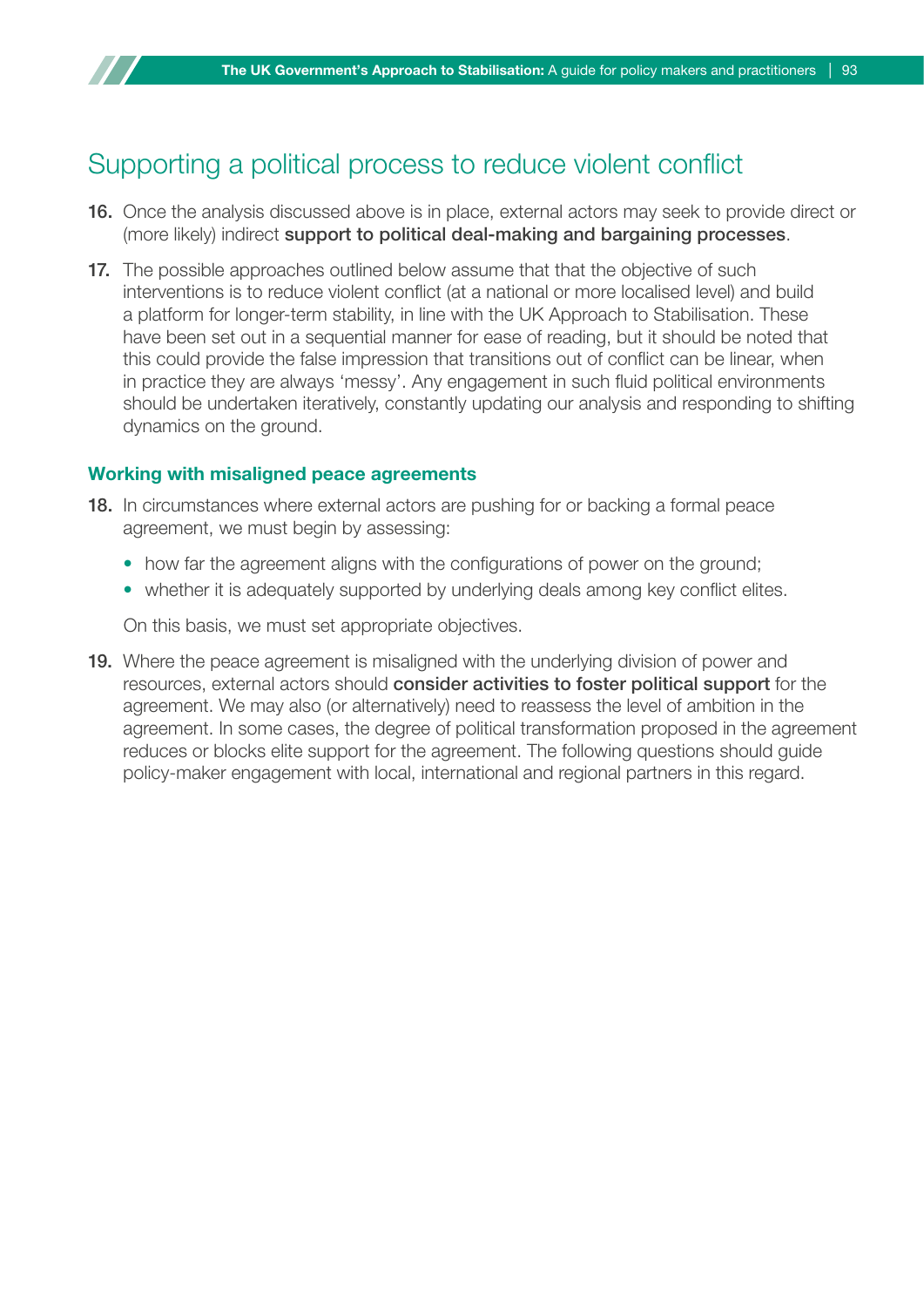## Supporting a political process to reduce violent conflict

**16.** Once the analysis discussed above is in place, external actors may seek to provide direct or (more likely) indirect **support to political deal-making and bargaining processes**.

**17.** The possible approaches outlined below assume that that the objective of such interventions is to reduce violent conflict (at a national or more localised level) and build a platform for longer-term stability, in line with the UK Approach to Stabilisation. These have been set out in a sequential manner for ease of reading, but it should be noted that this could provide the false impression that transitions out of conflict can be linear, when in practice they are always 'messy'. Any engagement in such fluid political environments should be undertaken iteratively, constantly updating our analysis and responding to shifting dynamics on the ground.

### Working with misaligned peace agreements

**18.** In circumstances where external actors are pushing for or backing a formal peace agreement, we must begin by assessing:

- how far the agreement aligns with the configurations of power on the ground;
- whether it is adequately supported by underlying deals among key conflict elites.

On this basis, we must set appropriate objectives.

**19.** Where the peace agreement is misaligned with the underlying division of power and resources, external actors should **consider activities to foster political support** for the agreement. We may also (or alternatively) need to reassess the level of ambition in the agreement. In some cases, the degree of political transformation proposed in the agreement reduces or blocks elite support for the agreement. The following questions should guide policy-maker engagement with local, international and regional partners in this regard.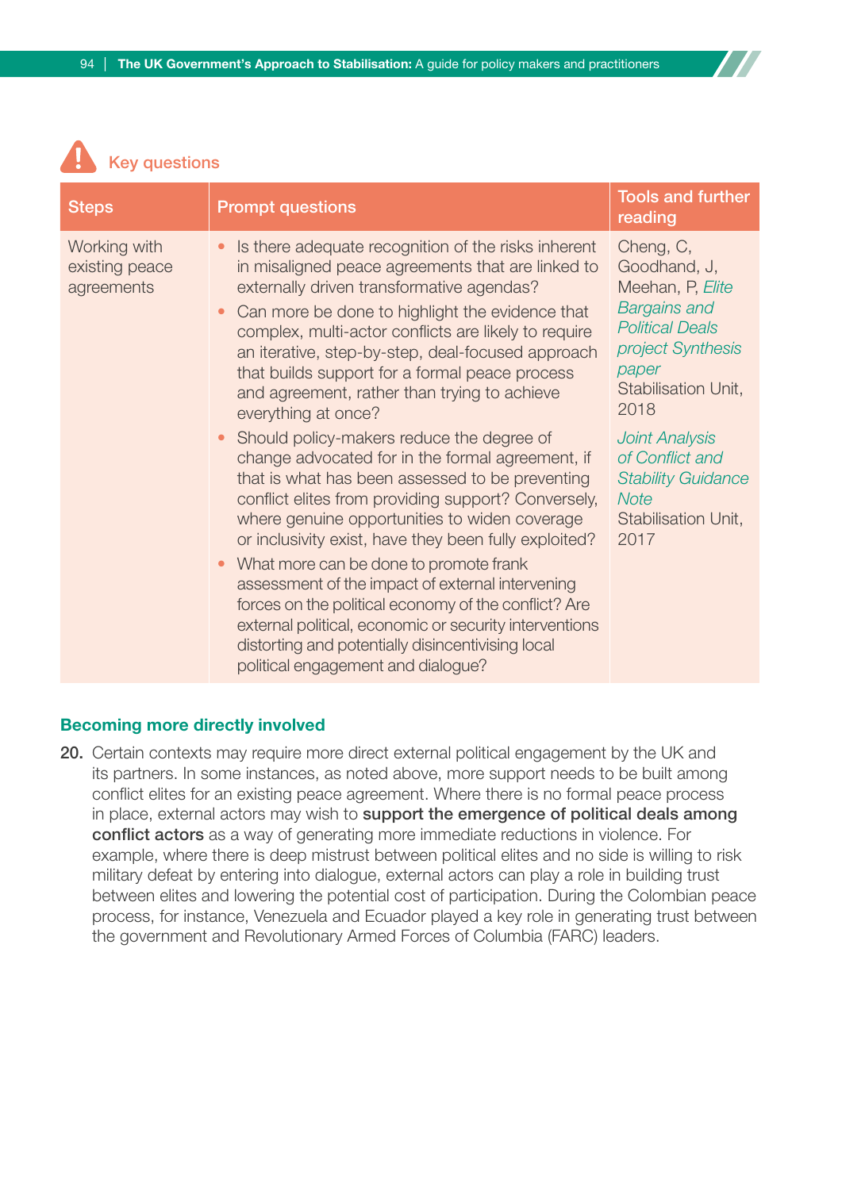## Key questions

| Steps | Prompt questions | Tools and further reading |
|---|---|---|
| Working with existing peace agreements | • Is there adequate recognition of the risks inherent in misaligned peace agreements that are linked to externally driven transformative agendas?<br>• Can more be done to highlight the evidence that complex, multi-actor conflicts are likely to require an iterative, step-by-step, deal-focused approach that builds support for a formal peace process and agreement, rather than trying to achieve everything at once?<br>• Should policy-makers reduce the degree of change advocated for in the formal agreement, if that is what has been assessed to be preventing conflict elites from providing support? Conversely, where genuine opportunities to widen coverage or inclusivity exist, have they been fully exploited?<br>• What more can be done to promote frank assessment of the impact of external intervening forces on the political economy of the conflict? Are external political, economic or security interventions distorting and potentially disincentivising local political engagement and dialogue? | Cheng, C, Goodhand, J, Meehan, P, *Elite Bargains and Political Deals project Synthesis paper* Stabilisation Unit, 2018<br><br>*Joint Analysis of Conflict and Stability Guidance Note* Stabilisation Unit, 2017 |

### Becoming more directly involved

**20.** Certain contexts may require more direct external political engagement by the UK and its partners. In some instances, as noted above, more support needs to be built among conflict elites for an existing peace agreement. Where there is no formal peace process in place, external actors may wish to **support the emergence of political deals among conflict actors** as a way of generating more immediate reductions in violence. For example, where there is deep mistrust between political elites and no side is willing to risk military defeat by entering into dialogue, external actors can play a role in building trust between elites and lowering the potential cost of participation. During the Colombian peace process, for instance, Venezuela and Ecuador played a key role in generating trust between the government and Revolutionary Armed Forces of Columbia (FARC) leaders.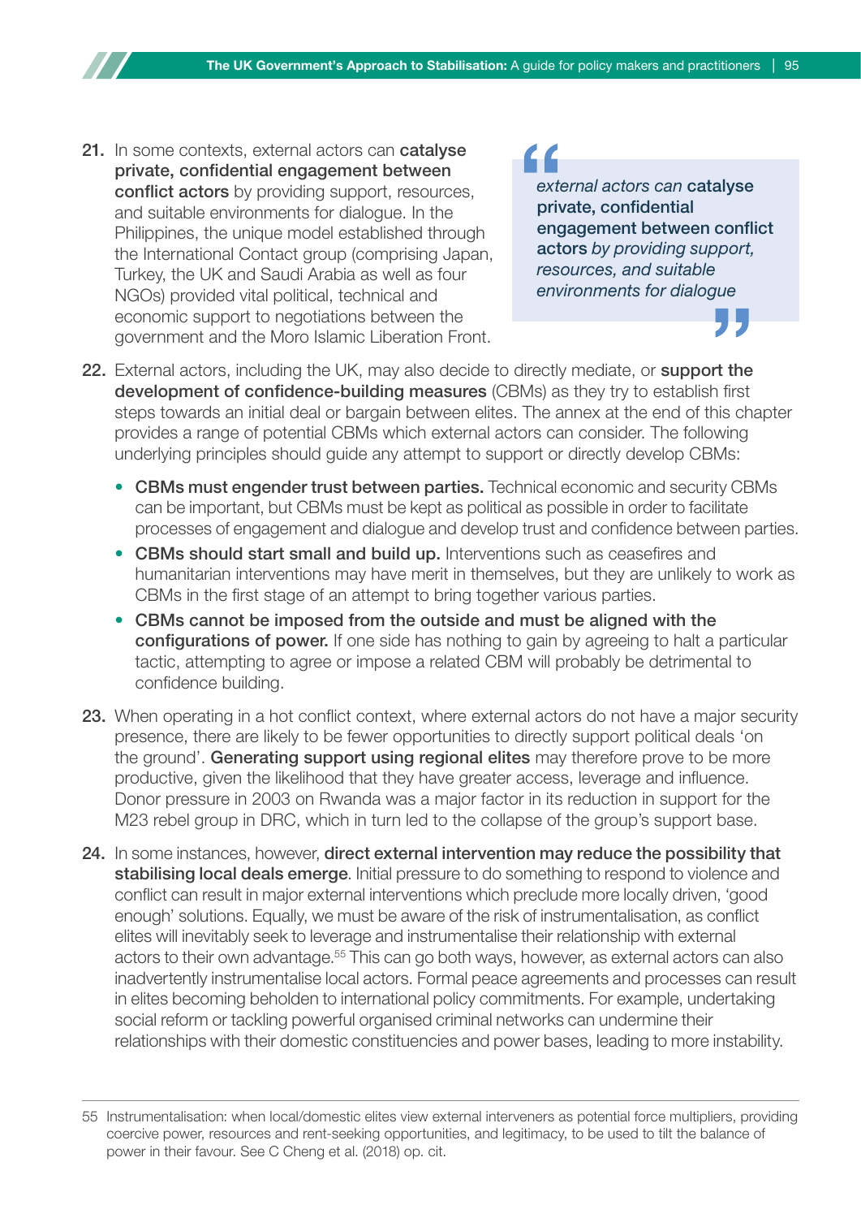21. In some contexts, external actors can **catalyse private, confidential engagement between conflict actors** by providing support, resources, and suitable environments for dialogue. In the Philippines, the unique model established through the International Contact group (comprising Japan, Turkey, the UK and Saudi Arabia as well as four NGOs) provided vital political, technical and economic support to negotiations between the government and the Moro Islamic Liberation Front.

> *external actors can* **catalyse private, confidential engagement between conflict actors** *by providing support, resources, and suitable environments for dialogue*

22. External actors, including the UK, may also decide to directly mediate, or **support the development of confidence-building measures** (CBMs) as they try to establish first steps towards an initial deal or bargain between elites. The annex at the end of this chapter provides a range of potential CBMs which external actors can consider. The following underlying principles should guide any attempt to support or directly develop CBMs:

    - **CBMs must engender trust between parties.** Technical economic and security CBMs can be important, but CBMs must be kept as political as possible in order to facilitate processes of engagement and dialogue and develop trust and confidence between parties.
    - **CBMs should start small and build up.** Interventions such as ceasefires and humanitarian interventions may have merit in themselves, but they are unlikely to work as CBMs in the first stage of an attempt to bring together various parties.
    - **CBMs cannot be imposed from the outside and must be aligned with the configurations of power.** If one side has nothing to gain by agreeing to halt a particular tactic, attempting to agree or impose a related CBM will probably be detrimental to confidence building.

23. When operating in a hot conflict context, where external actors do not have a major security presence, there are likely to be fewer opportunities to directly support political deals 'on the ground'. **Generating support using regional elites** may therefore prove to be more productive, given the likelihood that they have greater access, leverage and influence. Donor pressure in 2003 on Rwanda was a major factor in its reduction in support for the M23 rebel group in DRC, which in turn led to the collapse of the group's support base.

24. In some instances, however, **direct external intervention may reduce the possibility that stabilising local deals emerge**. Initial pressure to do something to respond to violence and conflict can result in major external interventions which preclude more locally driven, 'good enough' solutions. Equally, we must be aware of the risk of instrumentalisation, as conflict elites will inevitably seek to leverage and instrumentalise their relationship with external actors to their own advantage.[55] This can go both ways, however, as external actors can also inadvertently instrumentalise local actors. Formal peace agreements and processes can result in elites becoming beholden to international policy commitments. For example, undertaking social reform or tackling powerful organised criminal networks can undermine their relationships with their domestic constituencies and power bases, leading to more instability.

---

55 Instrumentalisation: when local/domestic elites view external interveners as potential force multipliers, providing coercive power, resources and rent-seeking opportunities, and legitimacy, to be used to tilt the balance of power in their favour. See C Cheng et al. (2018) op. cit.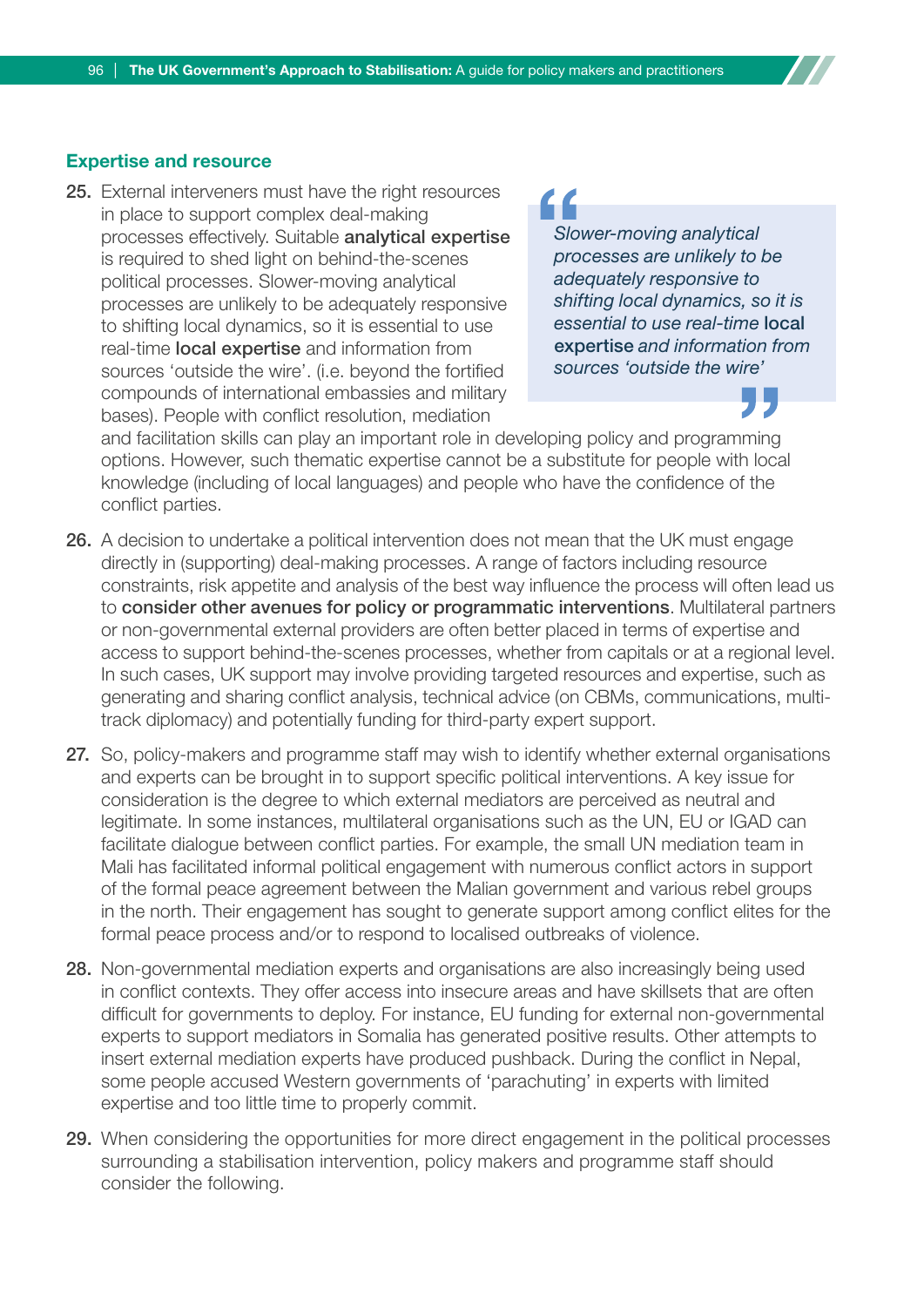### Expertise and resource

**25.** External interveners must have the right resources in place to support complex deal-making processes effectively. Suitable **analytical expertise** is required to shed light on behind-the-scenes political processes. Slower-moving analytical processes are unlikely to be adequately responsive to shifting local dynamics, so it is essential to use real-time **local expertise** and information from sources 'outside the wire'. (i.e. beyond the fortified compounds of international embassies and military bases). People with conflict resolution, mediation and facilitation skills can play an important role in developing policy and programming options. However, such thematic expertise cannot be a substitute for people with local knowledge (including of local languages) and people who have the confidence of the conflict parties.

> *Slower-moving analytical processes are unlikely to be adequately responsive to shifting local dynamics, so it is essential to use real-time* **local expertise** *and information from sources 'outside the wire'*

**26.** A decision to undertake a political intervention does not mean that the UK must engage directly in (supporting) deal-making processes. A range of factors including resource constraints, risk appetite and analysis of the best way influence the process will often lead us to **consider other avenues for policy or programmatic interventions**. Multilateral partners or non-governmental external providers are often better placed in terms of expertise and access to support behind-the-scenes processes, whether from capitals or at a regional level. In such cases, UK support may involve providing targeted resources and expertise, such as generating and sharing conflict analysis, technical advice (on CBMs, communications, multi-track diplomacy) and potentially funding for third-party expert support.

**27.** So, policy-makers and programme staff may wish to identify whether external organisations and experts can be brought in to support specific political interventions. A key issue for consideration is the degree to which external mediators are perceived as neutral and legitimate. In some instances, multilateral organisations such as the UN, EU or IGAD can facilitate dialogue between conflict parties. For example, the small UN mediation team in Mali has facilitated informal political engagement with numerous conflict actors in support of the formal peace agreement between the Malian government and various rebel groups in the north. Their engagement has sought to generate support among conflict elites for the formal peace process and/or to respond to localised outbreaks of violence.

**28.** Non-governmental mediation experts and organisations are also increasingly being used in conflict contexts. They offer access into insecure areas and have skillsets that are often difficult for governments to deploy. For instance, EU funding for external non-governmental experts to support mediators in Somalia has generated positive results. Other attempts to insert external mediation experts have produced pushback. During the conflict in Nepal, some people accused Western governments of 'parachuting' in experts with limited expertise and too little time to properly commit.

**29.** When considering the opportunities for more direct engagement in the political processes surrounding a stabilisation intervention, policy makers and programme staff should consider the following.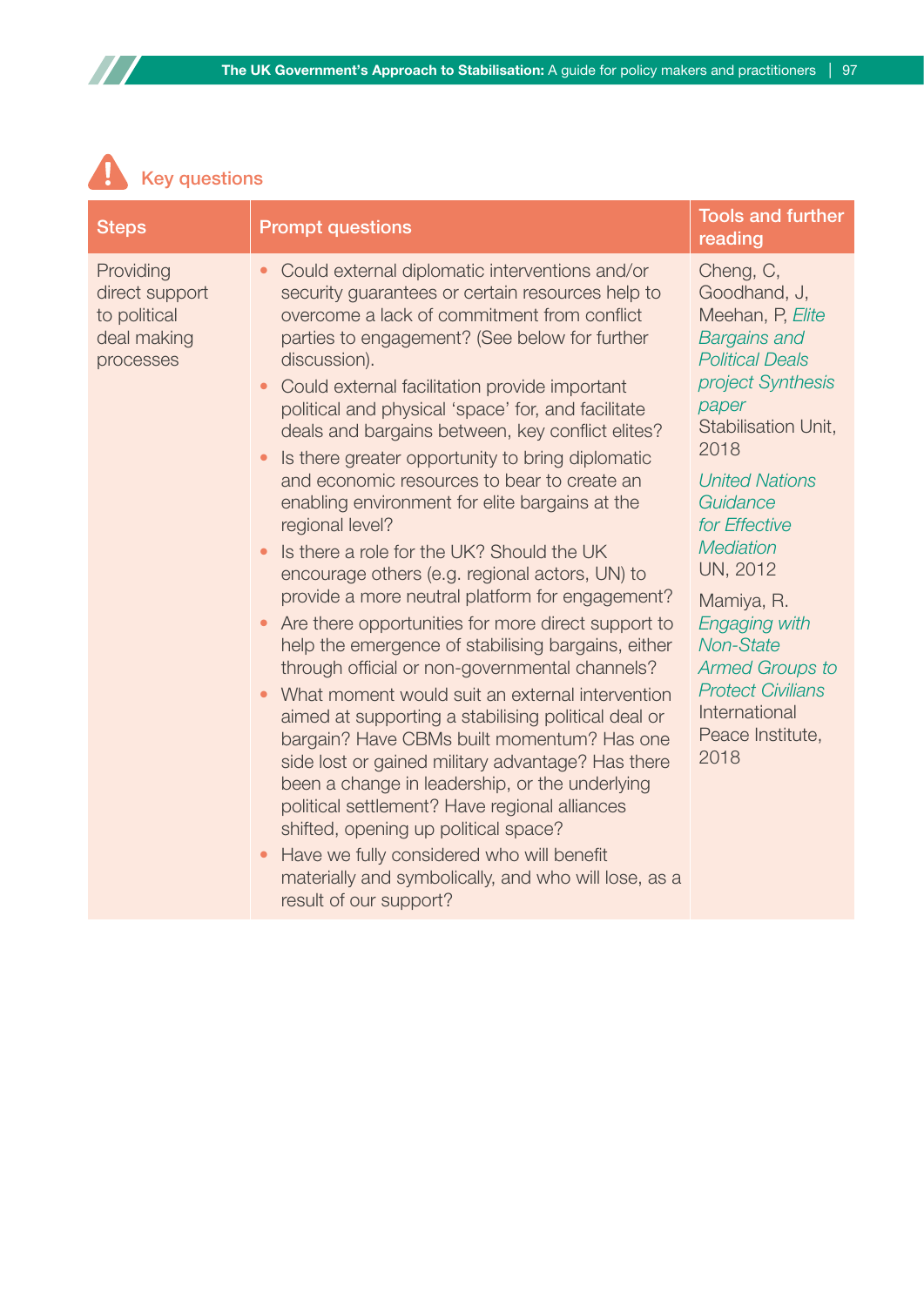## Key questions

| Steps | Prompt questions | Tools and further reading |
|---|---|---|
| Providing direct support to political deal making processes | • Could external diplomatic interventions and/or security guarantees or certain resources help to overcome a lack of commitment from conflict parties to engagement? (See below for further discussion).<br>• Could external facilitation provide important political and physical 'space' for, and facilitate deals and bargains between, key conflict elites?<br>• Is there greater opportunity to bring diplomatic and economic resources to bear to create an enabling environment for elite bargains at the regional level?<br>• Is there a role for the UK? Should the UK encourage others (e.g. regional actors, UN) to provide a more neutral platform for engagement?<br>• Are there opportunities for more direct support to help the emergence of stabilising bargains, either through official or non-governmental channels?<br>• What moment would suit an external intervention aimed at supporting a stabilising political deal or bargain? Have CBMs built momentum? Has one side lost or gained military advantage? Has there been a change in leadership, or the underlying political settlement? Have regional alliances shifted, opening up political space?<br>• Have we fully considered who will benefit materially and symbolically, and who will lose, as a result of our support? | Cheng, C, Goodhand, J, Meehan, P, *Elite Bargains and Political Deals project Synthesis paper* Stabilisation Unit, 2018<br><br>*United Nations Guidance for Effective Mediation* UN, 2012<br><br>Mamiya, R. *Engaging with Non-State Armed Groups to Protect Civilians* International Peace Institute, 2018 |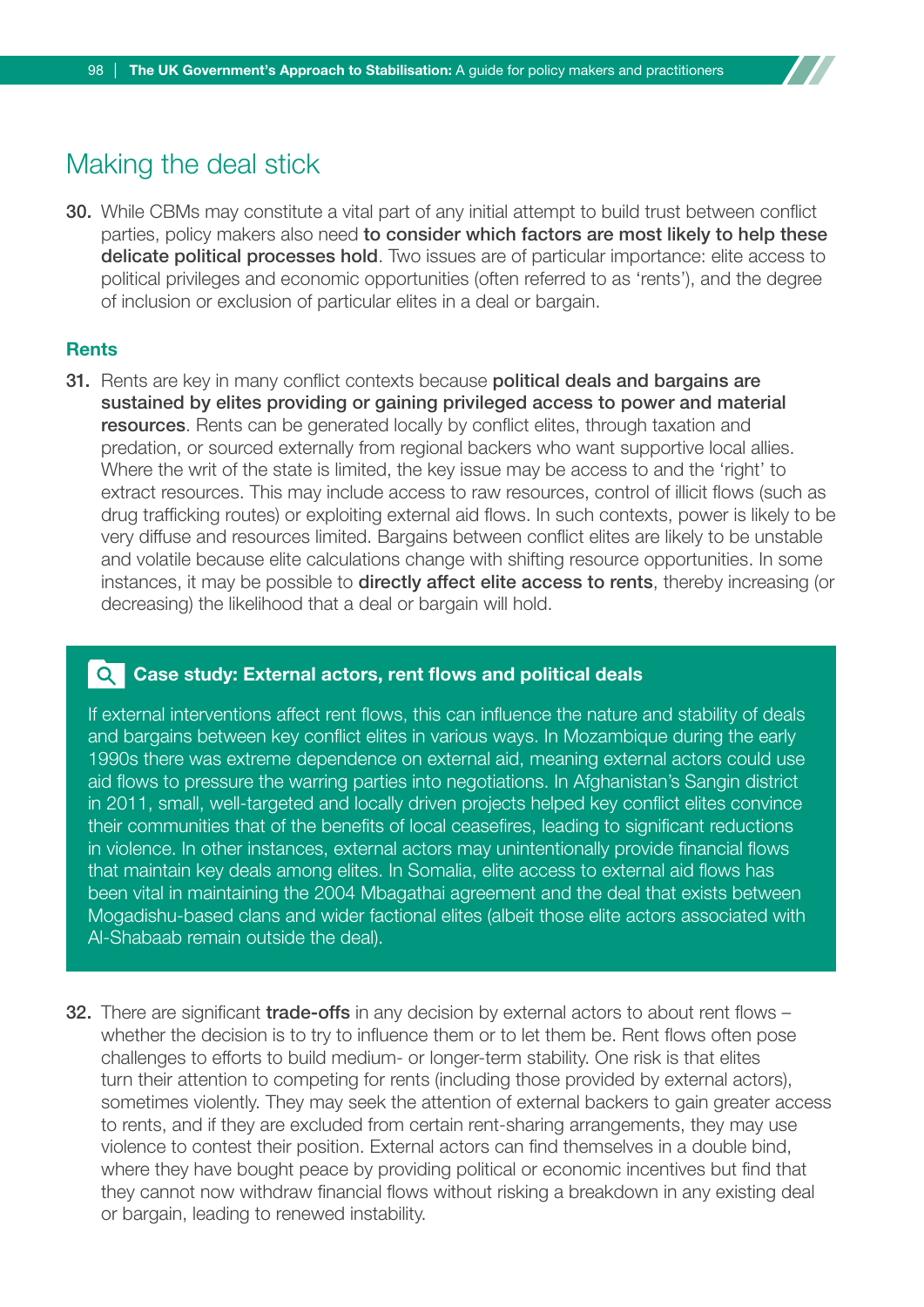## Making the deal stick

**30.** While CBMs may constitute a vital part of any initial attempt to build trust between conflict parties, policy makers also need **to consider which factors are most likely to help these delicate political processes hold**. Two issues are of particular importance: elite access to political privileges and economic opportunities (often referred to as 'rents'), and the degree of inclusion or exclusion of particular elites in a deal or bargain.

### Rents

**31.** Rents are key in many conflict contexts because **political deals and bargains are sustained by elites providing or gaining privileged access to power and material resources**. Rents can be generated locally by conflict elites, through taxation and predation, or sourced externally from regional backers who want supportive local allies. Where the writ of the state is limited, the key issue may be access to and the 'right' to extract resources. This may include access to raw resources, control of illicit flows (such as drug trafficking routes) or exploiting external aid flows. In such contexts, power is likely to be very diffuse and resources limited. Bargains between conflict elites are likely to be unstable and volatile because elite calculations change with shifting resource opportunities. In some instances, it may be possible to **directly affect elite access to rents**, thereby increasing (or decreasing) the likelihood that a deal or bargain will hold.

> **Case study: External actors, rent flows and political deals**
>
> If external interventions affect rent flows, this can influence the nature and stability of deals and bargains between key conflict elites in various ways. In Mozambique during the early 1990s there was extreme dependence on external aid, meaning external actors could use aid flows to pressure the warring parties into negotiations. In Afghanistan's Sangin district in 2011, small, well-targeted and locally driven projects helped key conflict elites convince their communities that of the benefits of local ceasefires, leading to significant reductions in violence. In other instances, external actors may unintentionally provide financial flows that maintain key deals among elites. In Somalia, elite access to external aid flows has been vital in maintaining the 2004 Mbagathai agreement and the deal that exists between Mogadishu-based clans and wider factional elites (albeit those elite actors associated with Al-Shabaab remain outside the deal).

**32.** There are significant **trade-offs** in any decision by external actors to about rent flows – whether the decision is to try to influence them or to let them be. Rent flows often pose challenges to efforts to build medium- or longer-term stability. One risk is that elites turn their attention to competing for rents (including those provided by external actors), sometimes violently. They may seek the attention of external backers to gain greater access to rents, and if they are excluded from certain rent-sharing arrangements, they may use violence to contest their position. External actors can find themselves in a double bind, where they have bought peace by providing political or economic incentives but find that they cannot now withdraw financial flows without risking a breakdown in any existing deal or bargain, leading to renewed instability.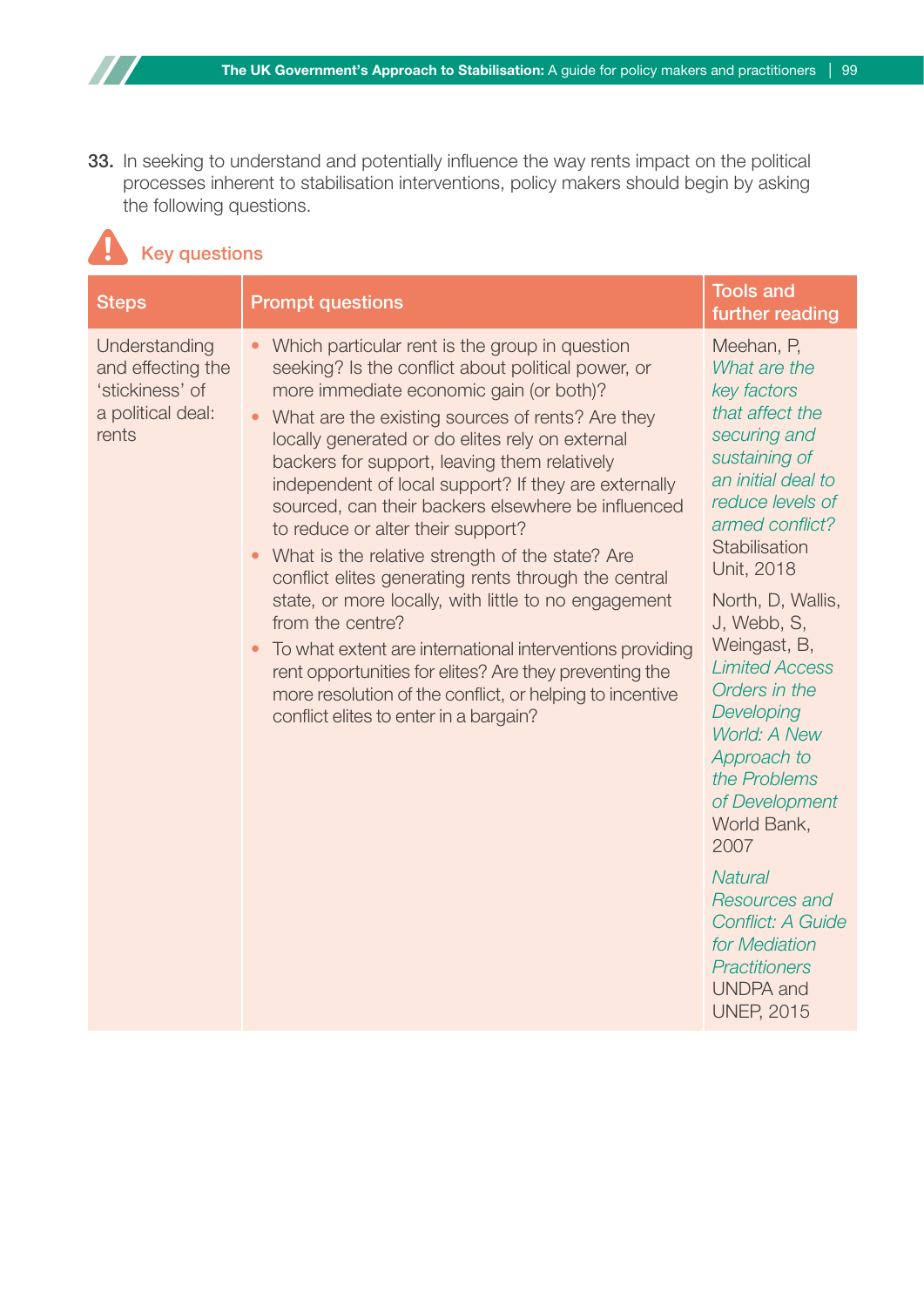33. In seeking to understand and potentially influence the way rents impact on the political processes inherent to stabilisation interventions, policy makers should begin by asking the following questions.

### Key questions

| Steps | Prompt questions | Tools and further reading |
|---|---|---|
| Understanding and effecting the 'stickiness' of a political deal: rents | • Which particular rent is the group in question seeking? Is the conflict about political power, or more immediate economic gain (or both)?<br>• What are the existing sources of rents? Are they locally generated or do elites rely on external backers for support, leaving them relatively independent of local support? If they are externally sourced, can their backers elsewhere be influenced to reduce or alter their support?<br>• What is the relative strength of the state? Are conflict elites generating rents through the central state, or more locally, with little to no engagement from the centre?<br>• To what extent are international interventions providing rent opportunities for elites? Are they preventing the more resolution of the conflict, or helping to incentive conflict elites to enter in a bargain? | Meehan, P, *What are the key factors that affect the securing and sustaining of an initial deal to reduce levels of armed conflict?* Stabilisation Unit, 2018<br><br>North, D, Wallis, J, Webb, S, Weingast, B, *Limited Access Orders in the Developing World: A New Approach to the Problems of Development* World Bank, 2007<br><br>*Natural Resources and Conflict: A Guide for Mediation Practitioners* UNDPA and UNEP, 2015 |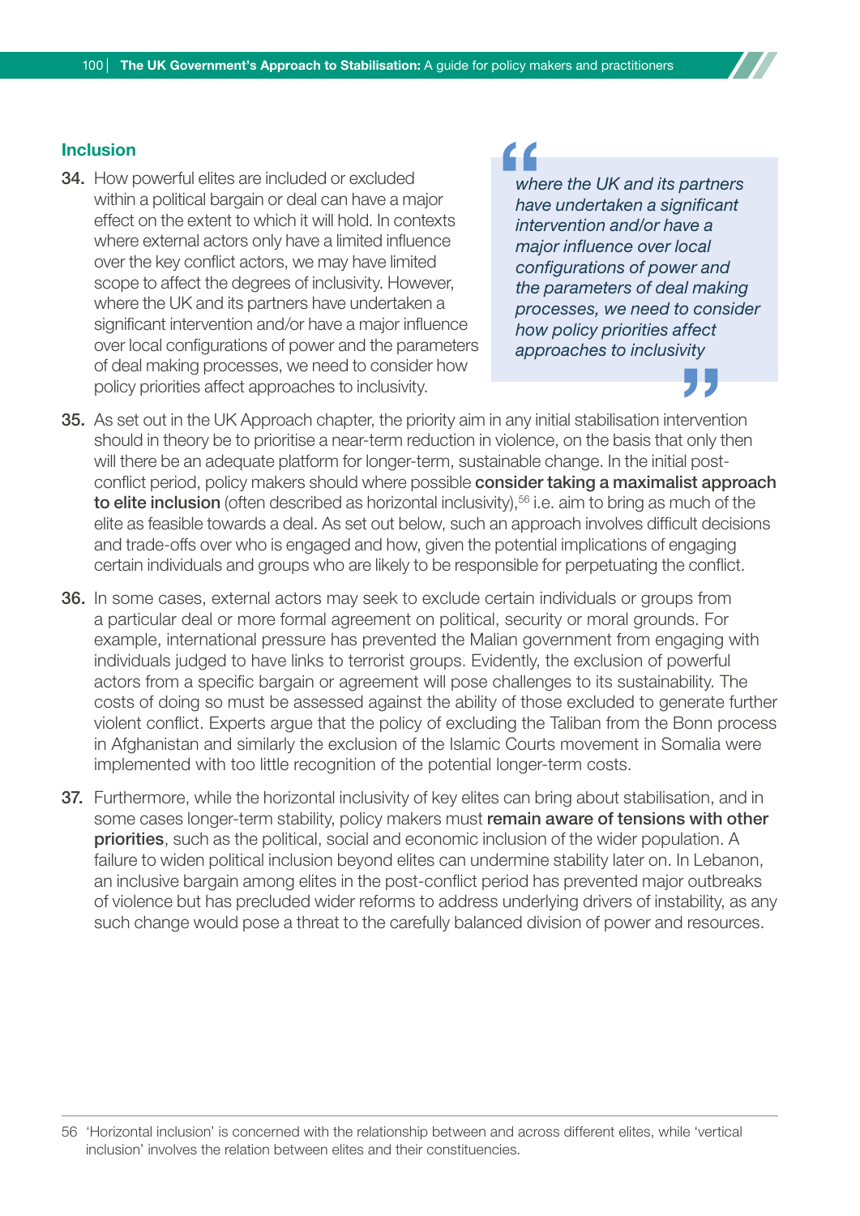### Inclusion

34. How powerful elites are included or excluded within a political bargain or deal can have a major effect on the extent to which it will hold. In contexts where external actors only have a limited influence over the key conflict actors, we may have limited scope to affect the degrees of inclusivity. However, where the UK and its partners have undertaken a significant intervention and/or have a major influence over local configurations of power and the parameters of deal making processes, we need to consider how policy priorities affect approaches to inclusivity.

> *where the UK and its partners have undertaken a significant intervention and/or have a major influence over local configurations of power and the parameters of deal making processes, we need to consider how policy priorities affect approaches to inclusivity*

35. As set out in the UK Approach chapter, the priority aim in any initial stabilisation intervention should in theory be to prioritise a near-term reduction in violence, on the basis that only then will there be an adequate platform for longer-term, sustainable change. In the initial post-conflict period, policy makers should where possible **consider taking a maximalist approach to elite inclusion** (often described as horizontal inclusivity),[56] i.e. aim to bring as much of the elite as feasible towards a deal. As set out below, such an approach involves difficult decisions and trade-offs over who is engaged and how, given the potential implications of engaging certain individuals and groups who are likely to be responsible for perpetuating the conflict.

36. In some cases, external actors may seek to exclude certain individuals or groups from a particular deal or more formal agreement on political, security or moral grounds. For example, international pressure has prevented the Malian government from engaging with individuals judged to have links to terrorist groups. Evidently, the exclusion of powerful actors from a specific bargain or agreement will pose challenges to its sustainability. The costs of doing so must be assessed against the ability of those excluded to generate further violent conflict. Experts argue that the policy of excluding the Taliban from the Bonn process in Afghanistan and similarly the exclusion of the Islamic Courts movement in Somalia were implemented with too little recognition of the potential longer-term costs.

37. Furthermore, while the horizontal inclusivity of key elites can bring about stabilisation, and in some cases longer-term stability, policy makers must **remain aware of tensions with other priorities**, such as the political, social and economic inclusion of the wider population. A failure to widen political inclusion beyond elites can undermine stability later on. In Lebanon, an inclusive bargain among elites in the post-conflict period has prevented major outbreaks of violence but has precluded wider reforms to address underlying drivers of instability, as any such change would pose a threat to the carefully balanced division of power and resources.

---

56 'Horizontal inclusion' is concerned with the relationship between and across different elites, while 'vertical inclusion' involves the relation between elites and their constituencies.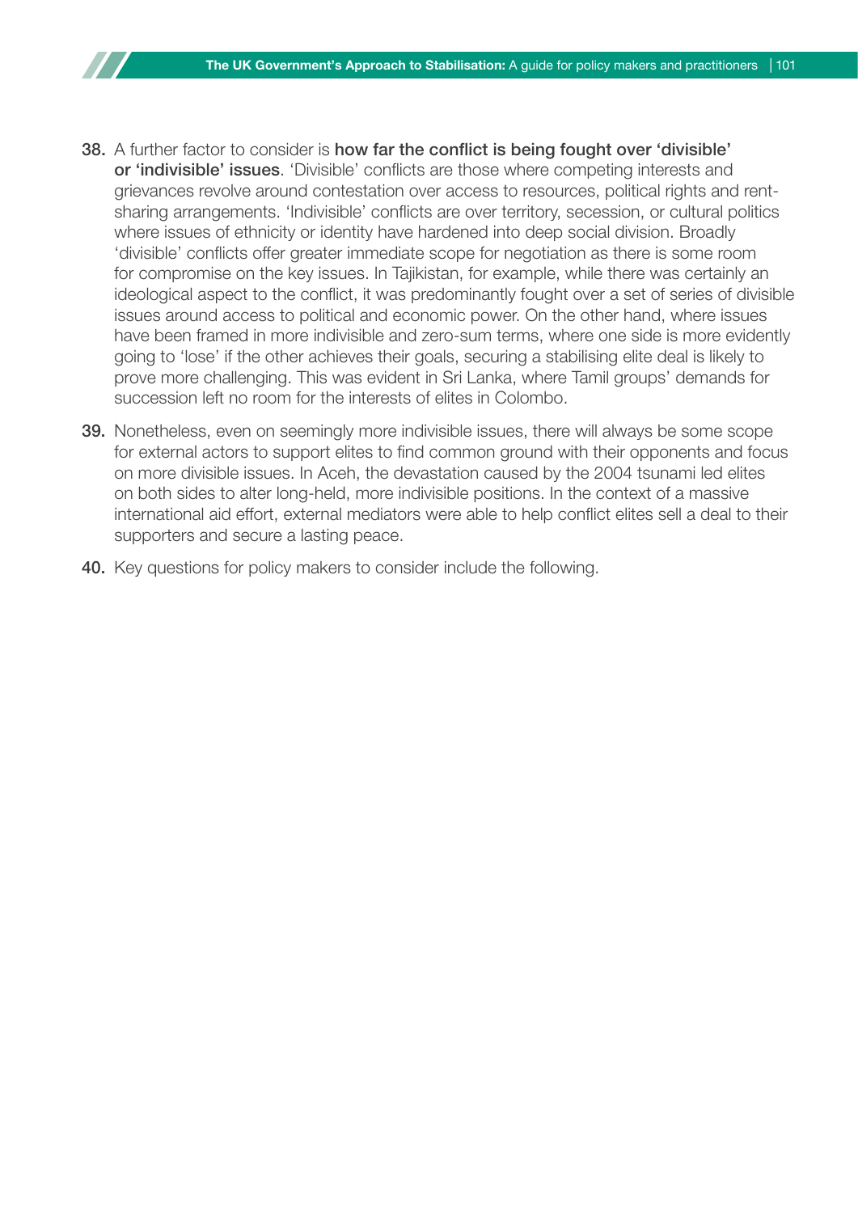38. A further factor to consider is **how far the conflict is being fought over 'divisible' or 'indivisible' issues**. 'Divisible' conflicts are those where competing interests and grievances revolve around contestation over access to resources, political rights and rent-sharing arrangements. 'Indivisible' conflicts are over territory, secession, or cultural politics where issues of ethnicity or identity have hardened into deep social division. Broadly 'divisible' conflicts offer greater immediate scope for negotiation as there is some room for compromise on the key issues. In Tajikistan, for example, while there was certainly an ideological aspect to the conflict, it was predominantly fought over a set of series of divisible issues around access to political and economic power. On the other hand, where issues have been framed in more indivisible and zero-sum terms, where one side is more evidently going to 'lose' if the other achieves their goals, securing a stabilising elite deal is likely to prove more challenging. This was evident in Sri Lanka, where Tamil groups' demands for succession left no room for the interests of elites in Colombo.

39. Nonetheless, even on seemingly more indivisible issues, there will always be some scope for external actors to support elites to find common ground with their opponents and focus on more divisible issues. In Aceh, the devastation caused by the 2004 tsunami led elites on both sides to alter long-held, more indivisible positions. In the context of a massive international aid effort, external mediators were able to help conflict elites sell a deal to their supporters and secure a lasting peace.

40. Key questions for policy makers to consider include the following.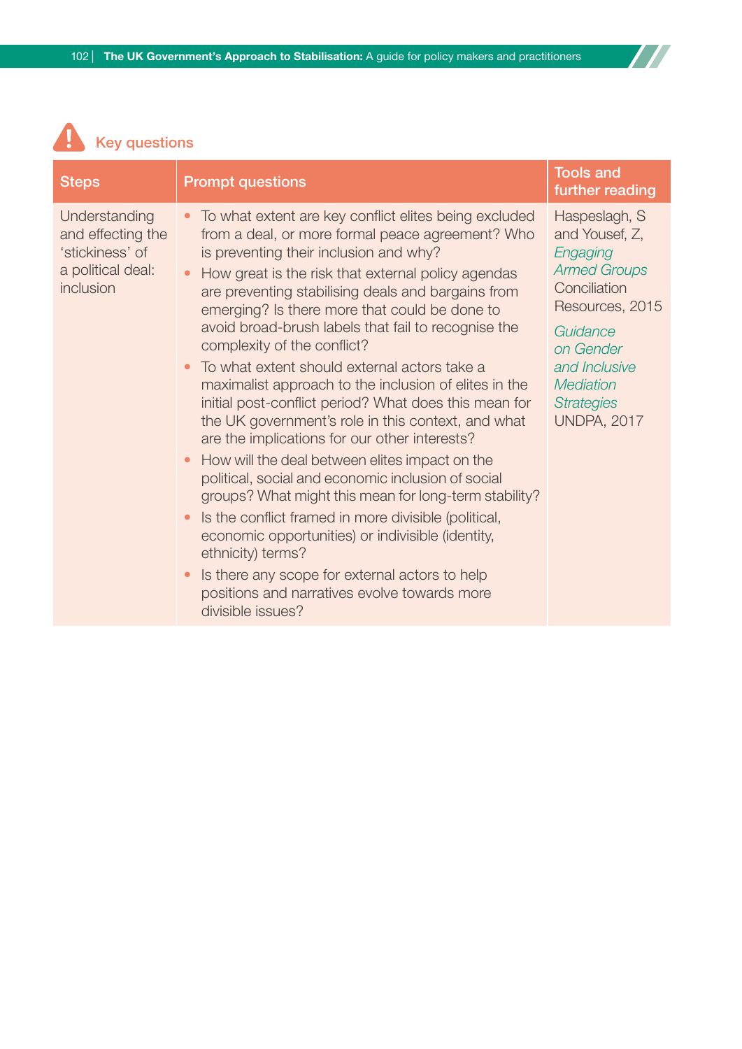## Key questions

| Steps | Prompt questions | Tools and further reading |
|---|---|---|
| Understanding and effecting the 'stickiness' of a political deal: inclusion | • To what extent are key conflict elites being excluded from a deal, or more formal peace agreement? Who is preventing their inclusion and why?<br>• How great is the risk that external policy agendas are preventing stabilising deals and bargains from emerging? Is there more that could be done to avoid broad-brush labels that fail to recognise the complexity of the conflict?<br>• To what extent should external actors take a maximalist approach to the inclusion of elites in the initial post-conflict period? What does this mean for the UK government's role in this context, and what are the implications for our other interests?<br>• How will the deal between elites impact on the political, social and economic inclusion of social groups? What might this mean for long-term stability?<br>• Is the conflict framed in more divisible (political, economic opportunities) or indivisible (identity, ethnicity) terms?<br>• Is there any scope for external actors to help positions and narratives evolve towards more divisible issues? | Haspeslagh, S and Yousef, Z, *Engaging Armed Groups* Conciliation Resources, 2015<br><br>*Guidance on Gender and Inclusive Mediation Strategies* UNDPA, 2017 |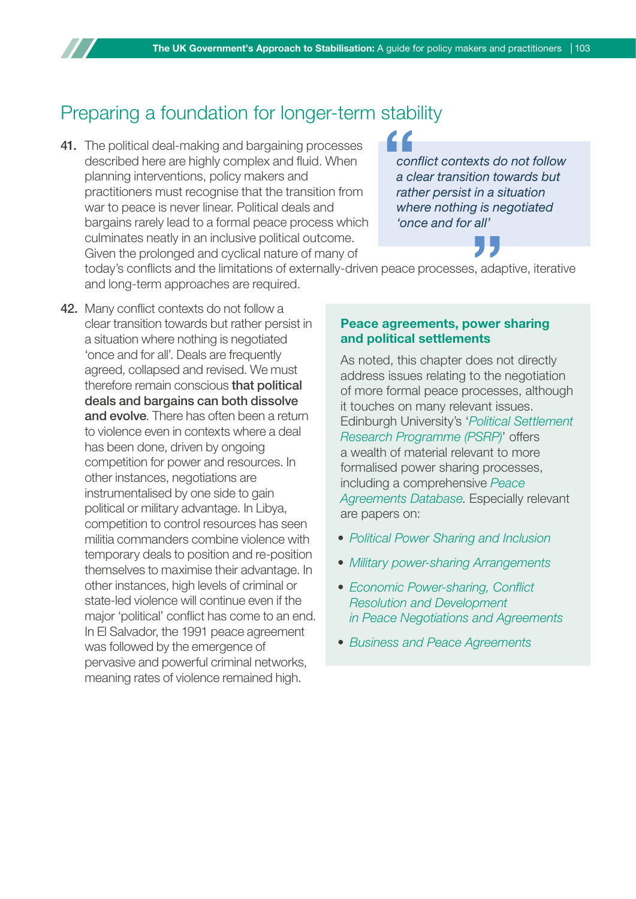## Preparing a foundation for longer-term stability

**41.** The political deal-making and bargaining processes described here are highly complex and fluid. When planning interventions, policy makers and practitioners must recognise that the transition from war to peace is never linear. Political deals and bargains rarely lead to a formal peace process which culminates neatly in an inclusive political outcome. Given the prolonged and cyclical nature of many of today's conflicts and the limitations of externally-driven peace processes, adaptive, iterative and long-term approaches are required.

> *conflict contexts do not follow a clear transition towards but rather persist in a situation where nothing is negotiated 'once and for all'*

**42.** Many conflict contexts do not follow a clear transition towards but rather persist in a situation where nothing is negotiated 'once and for all'. Deals are frequently agreed, collapsed and revised. We must therefore remain conscious **that political deals and bargains can both dissolve and evolve**. There has often been a return to violence even in contexts where a deal has been done, driven by ongoing competition for power and resources. In other instances, negotiations are instrumentalised by one side to gain political or military advantage. In Libya, competition to control resources has seen militia commanders combine violence with temporary deals to position and re-position themselves to maximise their advantage. In other instances, high levels of criminal or state-led violence will continue even if the major 'political' conflict has come to an end. In El Salvador, the 1991 peace agreement was followed by the emergence of pervasive and powerful criminal networks, meaning rates of violence remained high.

### Peace agreements, power sharing and political settlements

As noted, this chapter does not directly address issues relating to the negotiation of more formal peace processes, although it touches on many relevant issues. Edinburgh University's '*Political Settlement Research Programme (PSRP)*' offers a wealth of material relevant to more formalised power sharing processes, including a comprehensive *Peace Agreements Database*. Especially relevant are papers on:

- *Political Power Sharing and Inclusion*
- *Military power-sharing Arrangements*
- *Economic Power-sharing, Conflict Resolution and Development in Peace Negotiations and Agreements*
- *Business and Peace Agreements*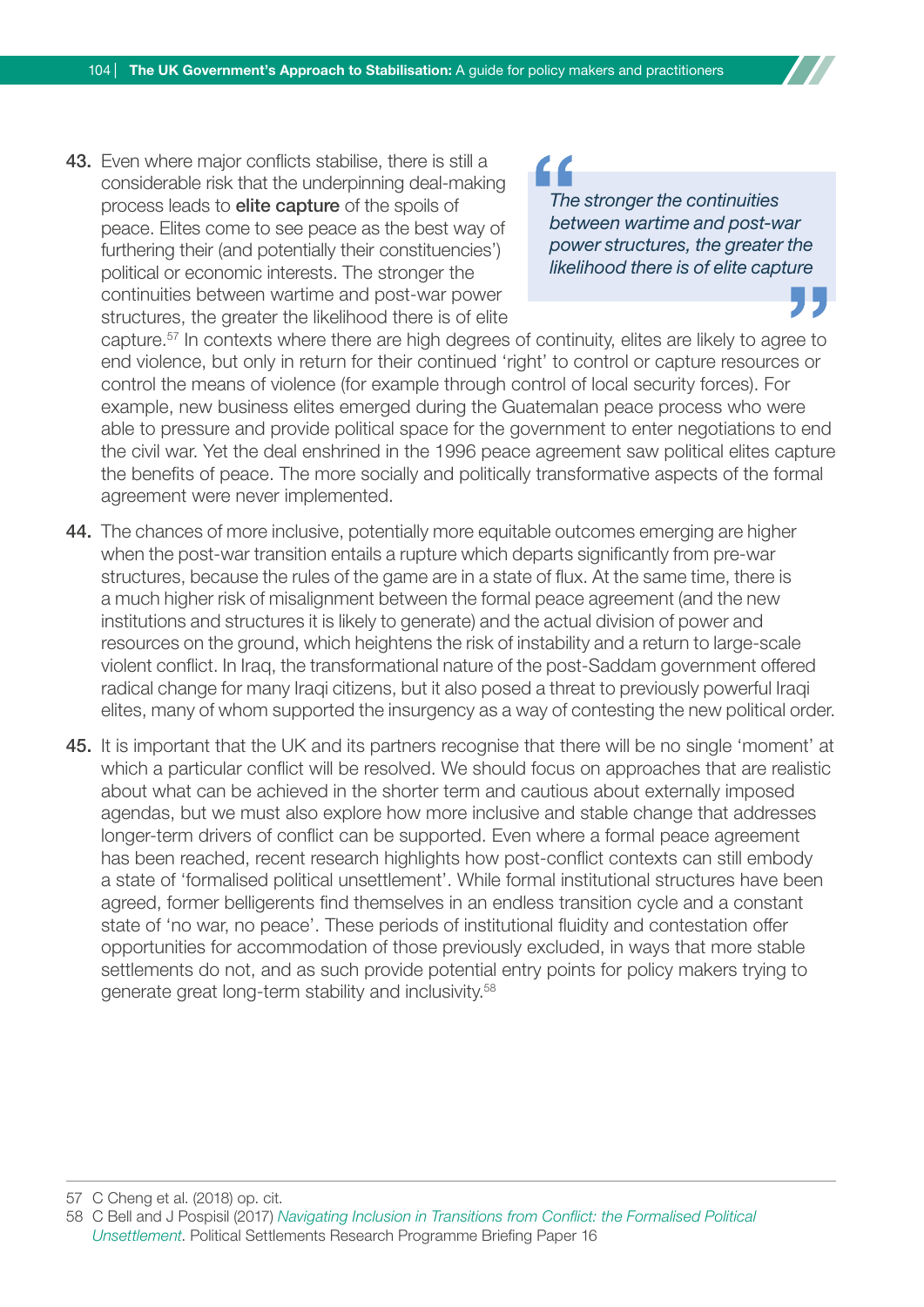43. Even where major conflicts stabilise, there is still a considerable risk that the underpinning deal-making process leads to **elite capture** of the spoils of peace. Elites come to see peace as the best way of furthering their (and potentially their constituencies') political or economic interests. The stronger the continuities between wartime and post-war power structures, the greater the likelihood there is of elite capture.[57] In contexts where there are high degrees of continuity, elites are likely to agree to end violence, but only in return for their continued 'right' to control or capture resources or control the means of violence (for example through control of local security forces). For example, new business elites emerged during the Guatemalan peace process who were able to pressure and provide political space for the government to enter negotiations to end the civil war. Yet the deal enshrined in the 1996 peace agreement saw political elites capture the benefits of peace. The more socially and politically transformative aspects of the formal agreement were never implemented.

> *The stronger the continuities between wartime and post-war power structures, the greater the likelihood there is of elite capture*

44. The chances of more inclusive, potentially more equitable outcomes emerging are higher when the post-war transition entails a rupture which departs significantly from pre-war structures, because the rules of the game are in a state of flux. At the same time, there is a much higher risk of misalignment between the formal peace agreement (and the new institutions and structures it is likely to generate) and the actual division of power and resources on the ground, which heightens the risk of instability and a return to large-scale violent conflict. In Iraq, the transformational nature of the post-Saddam government offered radical change for many Iraqi citizens, but it also posed a threat to previously powerful Iraqi elites, many of whom supported the insurgency as a way of contesting the new political order.

45. It is important that the UK and its partners recognise that there will be no single 'moment' at which a particular conflict will be resolved. We should focus on approaches that are realistic about what can be achieved in the shorter term and cautious about externally imposed agendas, but we must also explore how more inclusive and stable change that addresses longer-term drivers of conflict can be supported. Even where a formal peace agreement has been reached, recent research highlights how post-conflict contexts can still embody a state of 'formalised political unsettlement'. While formal institutional structures have been agreed, former belligerents find themselves in an endless transition cycle and a constant state of 'no war, no peace'. These periods of institutional fluidity and contestation offer opportunities for accommodation of those previously excluded, in ways that more stable settlements do not, and as such provide potential entry points for policy makers trying to generate great long-term stability and inclusivity.[58]

---

57 C Cheng et al. (2018) op. cit.

58 C Bell and J Pospisil (2017) *Navigating Inclusion in Transitions from Conflict: the Formalised Political Unsettlement*. Political Settlements Research Programme Briefing Paper 16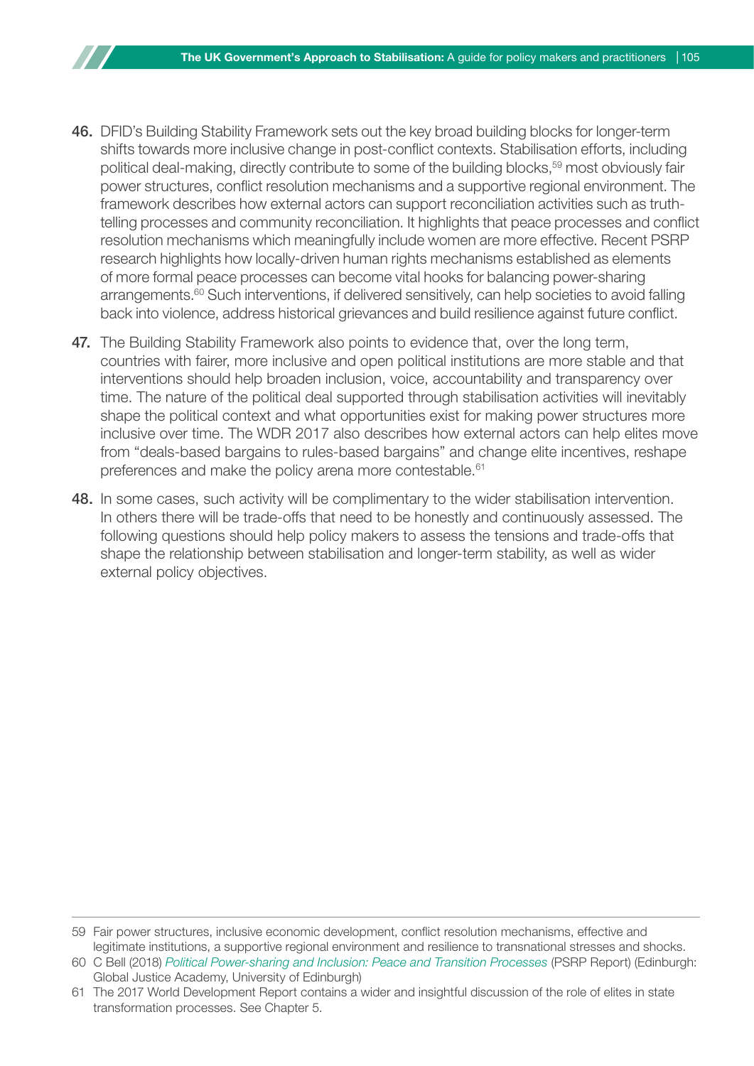46. DFID's Building Stability Framework sets out the key broad building blocks for longer-term shifts towards more inclusive change in post-conflict contexts. Stabilisation efforts, including political deal-making, directly contribute to some of the building blocks,[59] most obviously fair power structures, conflict resolution mechanisms and a supportive regional environment. The framework describes how external actors can support reconciliation activities such as truth-telling processes and community reconciliation. It highlights that peace processes and conflict resolution mechanisms which meaningfully include women are more effective. Recent PSRP research highlights how locally-driven human rights mechanisms established as elements of more formal peace processes can become vital hooks for balancing power-sharing arrangements.[60] Such interventions, if delivered sensitively, can help societies to avoid falling back into violence, address historical grievances and build resilience against future conflict.

47. The Building Stability Framework also points to evidence that, over the long term, countries with fairer, more inclusive and open political institutions are more stable and that interventions should help broaden inclusion, voice, accountability and transparency over time. The nature of the political deal supported through stabilisation activities will inevitably shape the political context and what opportunities exist for making power structures more inclusive over time. The WDR 2017 also describes how external actors can help elites move from "deals-based bargains to rules-based bargains" and change elite incentives, reshape preferences and make the policy arena more contestable.[61]

48. In some cases, such activity will be complimentary to the wider stabilisation intervention. In others there will be trade-offs that need to be honestly and continuously assessed. The following questions should help policy makers to assess the tensions and trade-offs that shape the relationship between stabilisation and longer-term stability, as well as wider external policy objectives.

---

59 Fair power structures, inclusive economic development, conflict resolution mechanisms, effective and legitimate institutions, a supportive regional environment and resilience to transnational stresses and shocks.

60 C Bell (2018) *Political Power-sharing and Inclusion: Peace and Transition Processes* (PSRP Report) (Edinburgh: Global Justice Academy, University of Edinburgh)

61 The 2017 World Development Report contains a wider and insightful discussion of the role of elites in state transformation processes. See Chapter 5.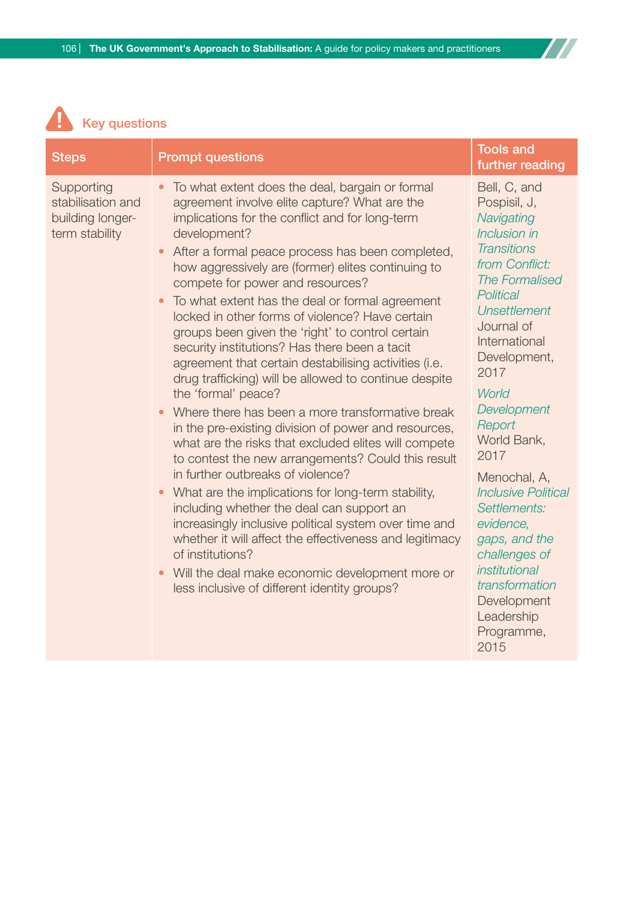## Key questions

| Steps | Prompt questions | Tools and further reading |
|---|---|---|
| Supporting stabilisation and building longer-term stability | • To what extent does the deal, bargain or formal agreement involve elite capture? What are the implications for the conflict and for long-term development?<br>• After a formal peace process has been completed, how aggressively are (former) elites continuing to compete for power and resources?<br>• To what extent has the deal or formal agreement locked in other forms of violence? Have certain groups been given the 'right' to control certain security institutions? Has there been a tacit agreement that certain destabilising activities (i.e. drug trafficking) will be allowed to continue despite the 'formal' peace?<br>• Where there has been a more transformative break in the pre-existing division of power and resources, what are the risks that excluded elites will compete to contest the new arrangements? Could this result in further outbreaks of violence?<br>• What are the implications for long-term stability, including whether the deal can support an increasingly inclusive political system over time and whether it will affect the effectiveness and legitimacy of institutions?<br>• Will the deal make economic development more or less inclusive of different identity groups? | Bell, C, and Pospisil, J, *Navigating Inclusion in Transitions from Conflict: The Formalised Political Unsettlement* Journal of International Development, 2017<br><br>*World Development Report* World Bank, 2017<br><br>Menochal, A, *Inclusive Political Settlements: evidence, gaps, and the challenges of institutional transformation* Development Leadership Programme, 2015 |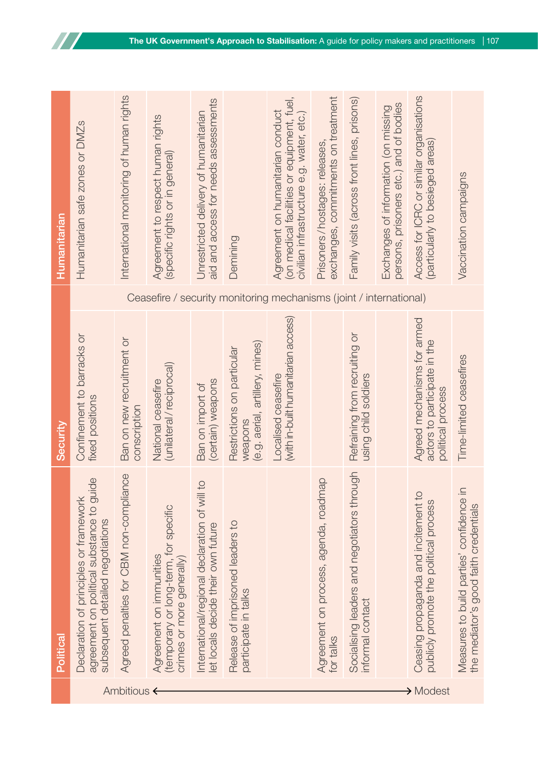| Political | Security | Humanitarian |
|---|---|---|
| Declaration of principles or framework agreement on political substance to guide subsequent detailed negotiations | Confinement to barracks or fixed positions | Humanitarian safe zones or DMZs |
| Agreed penalties for CBM non-compliance | Ban on new recruitment or conscription | International monitoring of human rights |
| Agreement on immunities (temporary or long-term, for specific crimes or more generally) | National ceasefire (unilateral / reciprocal) | Agreement to respect human rights (specific rights or in general) |
| International/regional declaration of will to let locals decide their own future | Ban on import of (certain) weapons | Unrestricted delivery of humanitarian aid and access for needs assessments |
| Release of imprisoned leaders to participate in talks | Restrictions on particular weapons (e.g. aerial, artillery, mines) | Demining |
| | Localised ceasefire (with in-built humanitarian access) | Agreement on humanitarian conduct (on medical facilities or equipment, fuel, civilian infrastructure e.g. water, etc.) |
| Agreement on process, agenda, roadmap for talks | | Prisoners / hostages: releases, exchanges, commitments on treatment |
| Socialising leaders and negotiators through informal contact | Refraining from recruiting or using child soldiers | Family visits (across front lines, prisons) |
| | | Exchanges of information (on missing persons, prisoners etc.) and of bodies |
| Ceasing propaganda and incitement to publicly promote the political process | Agreed mechanisms for armed actors to participate in the political process | Access for ICRC or similar organisations (particularly to besieged areas) |
| Measures to build parties' confidence in the mediator's good faith credentials | Time-limited ceasefires | Vaccination campaigns |

Ceasefire / security monitoring mechanisms (joint / international) [spans Security and Humanitarian columns]

Ambitious ⟵⟶ Modest